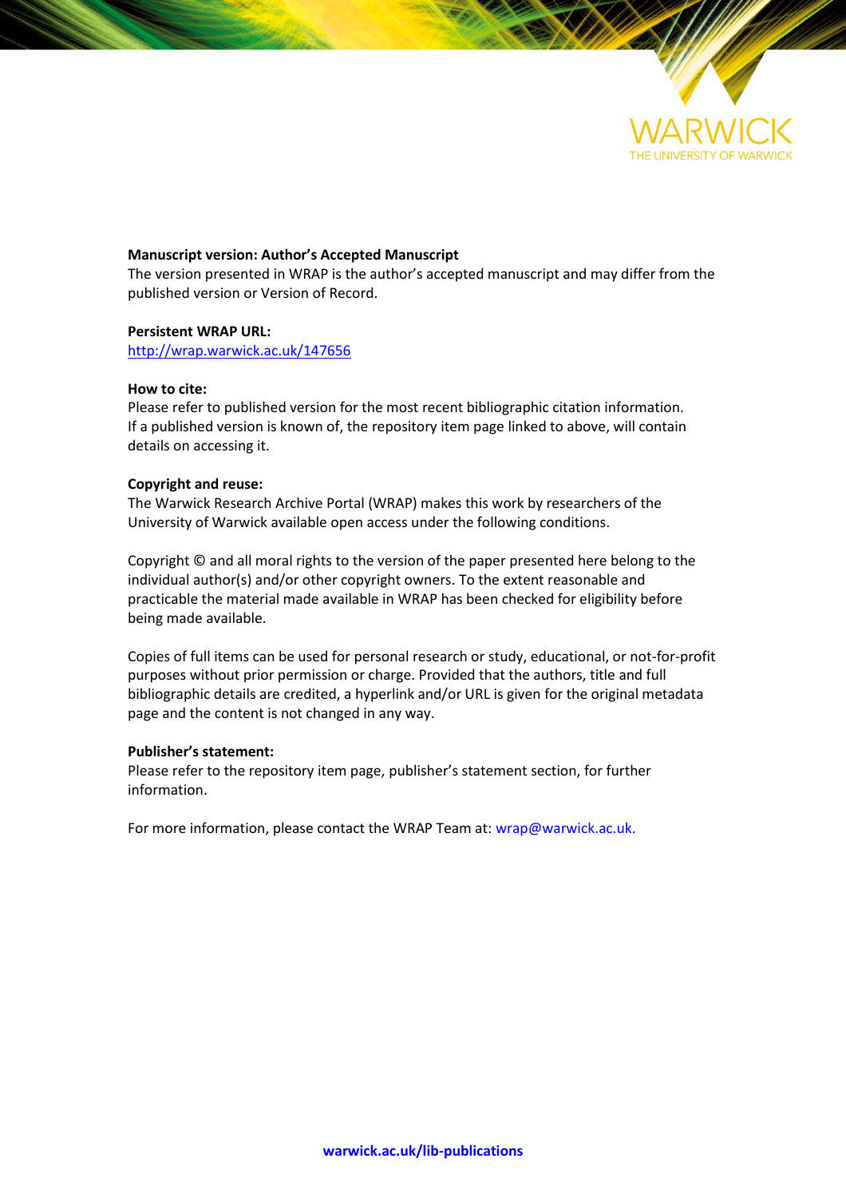**Manuscript version: Author's Accepted Manuscript**
The version presented in WRAP is the author's accepted manuscript and may differ from the published version or Version of Record.

**Persistent WRAP URL:**
http://wrap.warwick.ac.uk/147656

**How to cite:**
Please refer to published version for the most recent bibliographic citation information. If a published version is known of, the repository item page linked to above, will contain details on accessing it.

**Copyright and reuse:**
The Warwick Research Archive Portal (WRAP) makes this work by researchers of the University of Warwick available open access under the following conditions.

Copyright © and all moral rights to the version of the paper presented here belong to the individual author(s) and/or other copyright owners. To the extent reasonable and practicable the material made available in WRAP has been checked for eligibility before being made available.

Copies of full items can be used for personal research or study, educational, or not-for-profit purposes without prior permission or charge. Provided that the authors, title and full bibliographic details are credited, a hyperlink and/or URL is given for the original metadata page and the content is not changed in any way.

**Publisher's statement:**
Please refer to the repository item page, publisher's statement section, for further information.

For more information, please contact the WRAP Team at: wrap@warwick.ac.uk.

**warwick.ac.uk/lib-publications**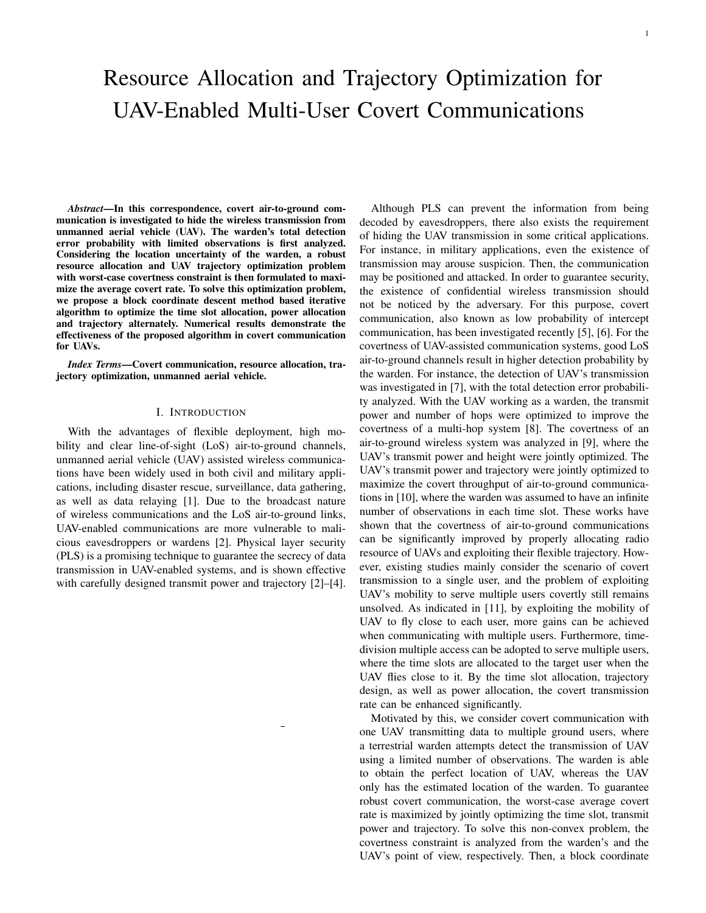# Resource Allocation and Trajectory Optimization for UAV-Enabled Multi-User Covert Communications

***Abstract*—In this correspondence, covert air-to-ground communication is investigated to hide the wireless transmission from unmanned aerial vehicle (UAV). The warden's total detection error probability with limited observations is first analyzed. Considering the location uncertainty of the warden, a robust resource allocation and UAV trajectory optimization problem with worst-case covertness constraint is then formulated to maximize the average covert rate. To solve this optimization problem, we propose a block coordinate descent method based iterative algorithm to optimize the time slot allocation, power allocation and trajectory alternately. Numerical results demonstrate the effectiveness of the proposed algorithm in covert communication for UAVs.**

***Index Terms*—Covert communication, resource allocation, trajectory optimization, unmanned aerial vehicle.**

## I. Introduction

With the advantages of flexible deployment, high mobility and clear line-of-sight (LoS) air-to-ground channels, unmanned aerial vehicle (UAV) assisted wireless communications have been widely used in both civil and military applications, including disaster rescue, surveillance, data gathering, as well as data relaying [1]. Due to the broadcast nature of wireless communications and the LoS air-to-ground links, UAV-enabled communications are more vulnerable to malicious eavesdroppers or wardens [2]. Physical layer security (PLS) is a promising technique to guarantee the secrecy of data transmission in UAV-enabled systems, and is shown effective with carefully designed transmit power and trajectory [2]–[4].

Although PLS can prevent the information from being decoded by eavesdroppers, there also exists the requirement of hiding the UAV transmission in some critical applications. For instance, in military applications, even the existence of transmission may arouse suspicion. Then, the communication may be positioned and attacked. In order to guarantee security, the existence of confidential wireless transmission should not be noticed by the adversary. For this purpose, covert communication, also known as low probability of intercept communication, has been investigated recently [5], [6]. For the covertness of UAV-assisted communication systems, good LoS air-to-ground channels result in higher detection probability by the warden. For instance, the detection of UAV's transmission was investigated in [7], with the total detection error probability analyzed. With the UAV working as a warden, the transmit power and number of hops were optimized to improve the covertness of a multi-hop system [8]. The covertness of an air-to-ground wireless system was analyzed in [9], where the UAV's transmit power and height were jointly optimized. The UAV's transmit power and trajectory were jointly optimized to maximize the covert throughput of air-to-ground communications in [10], where the warden was assumed to have an infinite number of observations in each time slot. These works have shown that the covertness of air-to-ground communications can be significantly improved by properly allocating radio resource of UAVs and exploiting their flexible trajectory. However, existing studies mainly consider the scenario of covert transmission to a single user, and the problem of exploiting UAV's mobility to serve multiple users covertly still remains unsolved. As indicated in [11], by exploiting the mobility of UAV to fly close to each user, more gains can be achieved when communicating with multiple users. Furthermore, time-division multiple access can be adopted to serve multiple users, where the time slots are allocated to the target user when the UAV flies close to it. By the time slot allocation, trajectory design, as well as power allocation, the covert transmission rate can be enhanced significantly.

Motivated by this, we consider covert communication with one UAV transmitting data to multiple ground users, where a terrestrial warden attempts detect the transmission of UAV using a limited number of observations. The warden is able to obtain the perfect location of UAV, whereas the UAV only has the estimated location of the warden. To guarantee robust covert communication, the worst-case average covert rate is maximized by jointly optimizing the time slot, transmit power and trajectory. To solve this non-convex problem, the covertness constraint is analyzed from the warden's and the UAV's point of view, respectively. Then, a block coordinate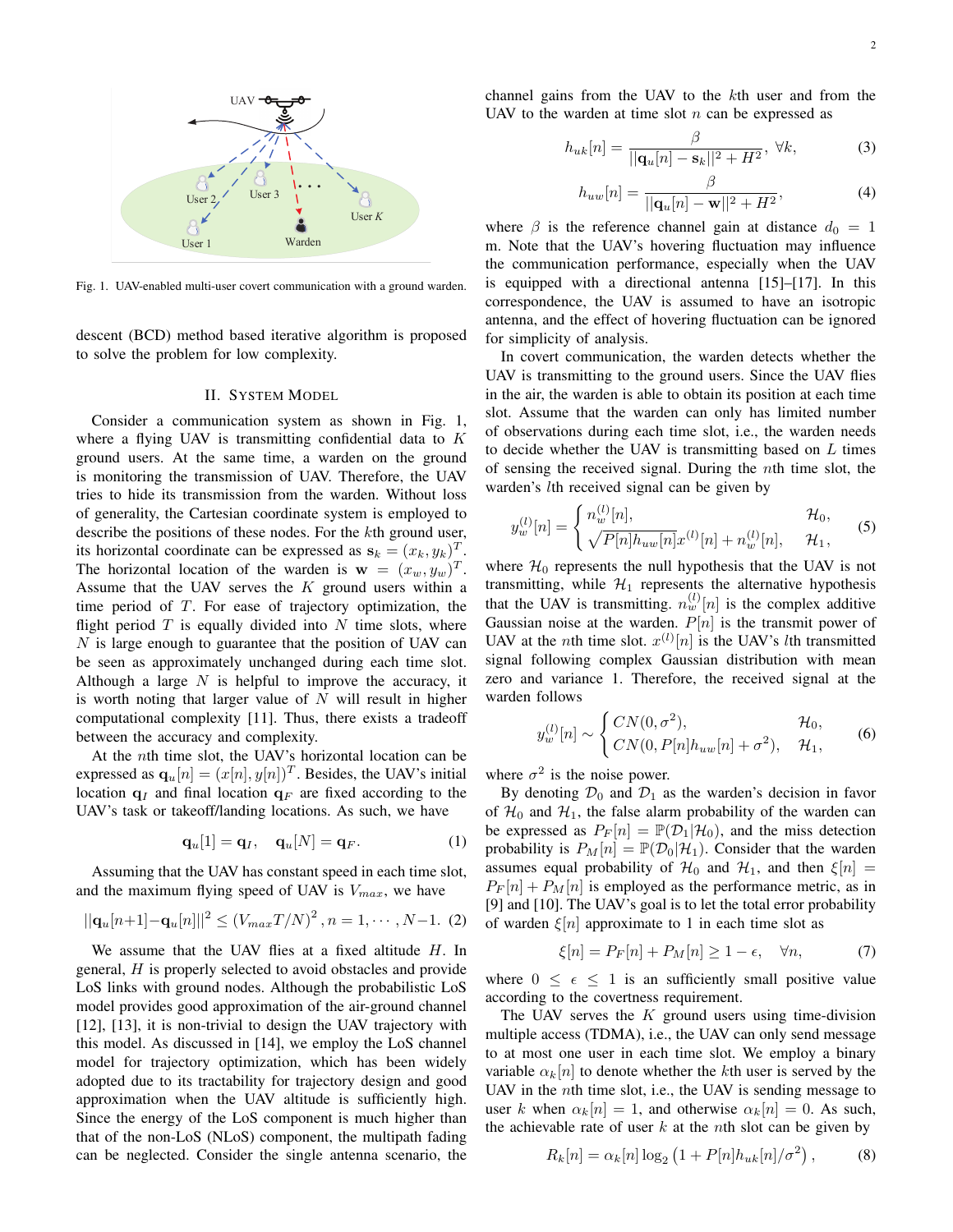Fig. 1. UAV-enabled multi-user covert communication with a ground warden.

descent (BCD) method based iterative algorithm is proposed to solve the problem for low complexity.

## II. System Model

Consider a communication system as shown in Fig. 1, where a flying UAV is transmitting confidential data to $K$ ground users. At the same time, a warden on the ground is monitoring the transmission of UAV. Therefore, the UAV tries to hide its transmission from the warden. Without loss of generality, the Cartesian coordinate system is employed to describe the positions of these nodes. For the $k$th ground user, its horizontal coordinate can be expressed as $\mathbf{s}_k = (x_k, y_k)^T$. The horizontal location of the warden is $\mathbf{w} = (x_w, y_w)^T$. Assume that the UAV serves the $K$ ground users within a time period of $T$. For ease of trajectory optimization, the flight period $T$ is equally divided into $N$ time slots, where $N$ is large enough to guarantee that the position of UAV can be seen as approximately unchanged during each time slot. Although a large $N$ is helpful to improve the accuracy, it is worth noting that larger value of $N$ will result in higher computational complexity [11]. Thus, there exists a tradeoff between the accuracy and complexity.

At the $n$th time slot, the UAV's horizontal location can be expressed as $\mathbf{q}_u[n] = (x[n], y[n])^T$. Besides, the UAV's initial location $\mathbf{q}_I$ and final location $\mathbf{q}_F$ are fixed according to the UAV's task or takeoff/landing locations. As such, we have

$$\mathbf{q}_u[1] = \mathbf{q}_I, \quad \mathbf{q}_u[N] = \mathbf{q}_F. \tag{1}$$

Assuming that the UAV has constant speed in each time slot, and the maximum flying speed of UAV is $V_{max}$, we have

$$||\mathbf{q}_u[n+1] - \mathbf{q}_u[n]||^2 \le (V_{max}T/N)^2, n = 1, \cdots, N-1. \tag{2}$$

We assume that the UAV flies at a fixed altitude $H$. In general, $H$ is properly selected to avoid obstacles and provide LoS links with ground nodes. Although the probabilistic LoS model provides good approximation of the air-ground channel [12], [13], it is non-trivial to design the UAV trajectory with this model. As discussed in [14], we employ the LoS channel model for trajectory optimization, which has been widely adopted due to its tractability for trajectory design and good approximation when the UAV altitude is sufficiently high. Since the energy of the LoS component is much higher than that of the non-LoS (NLoS) component, the multipath fading can be neglected. Consider the single antenna scenario, the channel gains from the UAV to the $k$th user and from the UAV to the warden at time slot $n$ can be expressed as

$$h_{uk}[n] = \frac{\beta}{||\mathbf{q}_u[n] - \mathbf{s}_k||^2 + H^2}, \ \forall k, \tag{3}$$

$$h_{uw}[n] = \frac{\beta}{||\mathbf{q}_u[n] - \mathbf{w}||^2 + H^2}, \tag{4}$$

where $\beta$ is the reference channel gain at distance $d_0 = 1$ m. Note that the UAV's hovering fluctuation may influence the communication performance, especially when the UAV is equipped with a directional antenna [15]–[17]. In this correspondence, the UAV is assumed to have an isotropic antenna, and the effect of hovering fluctuation can be ignored for simplicity of analysis.

In covert communication, the warden detects whether the UAV is transmitting to the ground users. Since the UAV flies in the air, the warden is able to obtain its position at each time slot. Assume that the warden can only has limited number of observations during each time slot, i.e., the warden needs to decide whether the UAV is transmitting based on $L$ times of sensing the received signal. During the $n$th time slot, the warden's $l$th received signal can be given by

$$y_w^{(l)}[n] = \begin{cases} n_w^{(l)}[n], & \mathcal{H}_0, \\ \sqrt{P[n]h_{uw}[n]}x^{(l)}[n] + n_w^{(l)}[n], & \mathcal{H}_1, \end{cases} \tag{5}$$

where $\mathcal{H}_0$ represents the null hypothesis that the UAV is not transmitting, while $\mathcal{H}_1$ represents the alternative hypothesis that the UAV is transmitting. $n_w^{(l)}[n]$ is the complex additive Gaussian noise at the warden. $P[n]$ is the transmit power of UAV at the $n$th time slot. $x^{(l)}[n]$ is the UAV's $l$th transmitted signal following complex Gaussian distribution with mean zero and variance 1. Therefore, the received signal at the warden follows

$$y_w^{(l)}[n] \sim \begin{cases} CN(0, \sigma^2), & \mathcal{H}_0, \\ CN(0, P[n]h_{uw}[n] + \sigma^2), & \mathcal{H}_1, \end{cases} \tag{6}$$

where $\sigma^2$ is the noise power.

By denoting $\mathcal{D}_0$ and $\mathcal{D}_1$ as the warden's decision in favor of $\mathcal{H}_0$ and $\mathcal{H}_1$, the false alarm probability of the warden can be expressed as $P_F[n] = \mathbb{P}(\mathcal{D}_1|\mathcal{H}_0)$, and the miss detection probability is $P_M[n] = \mathbb{P}(\mathcal{D}_0|\mathcal{H}_1)$. Consider that the warden assumes equal probability of $\mathcal{H}_0$ and $\mathcal{H}_1$, and then $\xi[n] = P_F[n] + P_M[n]$ is employed as the performance metric, as in [9] and [10]. The UAV's goal is to let the total error probability of warden $\xi[n]$ approximate to 1 in each time slot as

$$\xi[n] = P_F[n] + P_M[n] \ge 1 - \epsilon, \quad \forall n, \tag{7}$$

where $0 \le \epsilon \le 1$ is an sufficiently small positive value according to the covertness requirement.

The UAV serves the $K$ ground users using time-division multiple access (TDMA), i.e., the UAV can only send message to at most one user in each time slot. We employ a binary variable $\alpha_k[n]$ to denote whether the $k$th user is served by the UAV in the $n$th time slot, i.e., the UAV is sending message to user $k$ when $\alpha_k[n] = 1$, and otherwise $\alpha_k[n] = 0$. As such, the achievable rate of user $k$ at the $n$th slot can be given by

$$R_k[n] = \alpha_k[n] \log_2 \left(1 + P[n]h_{uk}[n]/\sigma^2\right), \tag{8}$$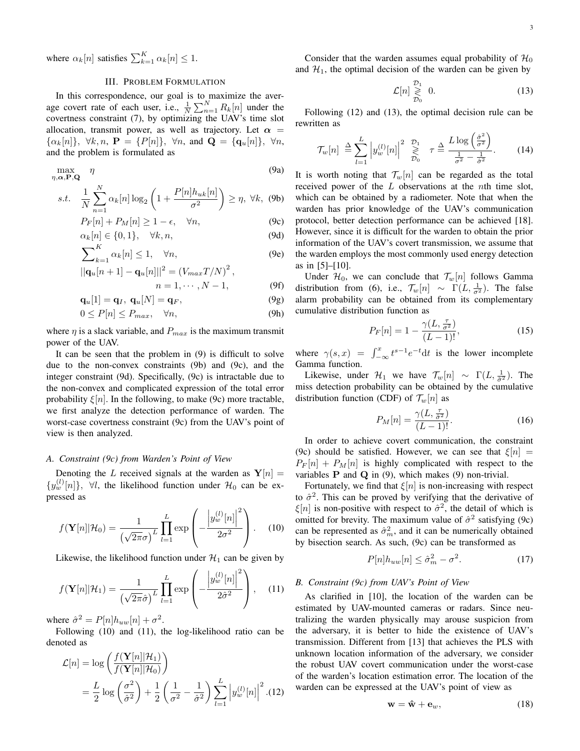where $\alpha_k[n]$ satisfies $\sum_{k=1}^{K} \alpha_k[n] \leq 1$.

## III. Problem Formulation

In this correspondence, our goal is to maximize the average covert rate of each user, i.e., $\frac{1}{N}\sum_{n=1}^{N} R_k[n]$ under the covertness constraint (7), by optimizing the UAV's time slot allocation, transmit power, as well as trajectory. Let $\boldsymbol{\alpha} = \{\alpha_k[n]\},\ \forall k, n$, $\mathbf{P} = \{P[n]\},\ \forall n$, and $\mathbf{Q} = \{\mathbf{q}_u[n]\},\ \forall n$, and the problem is formulated as

$$\max_{\eta,\boldsymbol{\alpha},\mathbf{P},\mathbf{Q}} \quad \eta \tag{9a}$$

$$s.t. \quad \frac{1}{N}\sum_{n=1}^{N} \alpha_k[n] \log_2\left(1 + \frac{P[n]h_{uk}[n]}{\sigma^2}\right) \geq \eta,\ \forall k, \tag{9b}$$

$$P_F[n] + P_M[n] \geq 1 - \epsilon, \quad \forall n, \tag{9c}$$

$$\alpha_k[n] \in \{0, 1\}, \quad \forall k, n, \tag{9d}$$

$$\sum_{k=1}^{K} \alpha_k[n] \leq 1, \quad \forall n, \tag{9e}$$

$$||\mathbf{q}_u[n+1] - \mathbf{q}_u[n]||^2 = \left(V_{max}T/N\right)^2, \quad n = 1, \cdots, N-1, \tag{9f}$$

$$\mathbf{q}_u[1] = \mathbf{q}_I,\ \mathbf{q}_u[N] = \mathbf{q}_F, \tag{9g}$$

$$0 \leq P[n] \leq P_{max}, \quad \forall n, \tag{9h}$$

where $\eta$ is a slack variable, and $P_{max}$ is the maximum transmit power of the UAV.

It can be seen that the problem in (9) is difficult to solve due to the non-convex constraints (9b) and (9c), and the integer constraint (9d). Specifically, (9c) is intractable due to the non-convex and complicated expression of the total error probability $\xi[n]$. In the following, to make (9c) more tractable, we first analyze the detection performance of warden. The worst-case covertness constraint (9c) from the UAV's point of view is then analyzed.

### A. Constraint (9c) from Warden's Point of View

Denoting the $L$ received signals at the warden as $\mathbf{Y}[n] = \{y_w^{(l)}[n]\},\ \forall l$, the likelihood function under $\mathcal{H}_0$ can be expressed as

$$f(\mathbf{Y}[n]|\mathcal{H}_0) = \frac{1}{\left(\sqrt{2\pi}\sigma\right)^L} \prod_{l=1}^{L} \exp\left(-\frac{\left|y_w^{(l)}[n]\right|^2}{2\sigma^2}\right). \tag{10}$$

Likewise, the likelihood function under $\mathcal{H}_1$ can be given by

$$f(\mathbf{Y}[n]|\mathcal{H}_1) = \frac{1}{\left(\sqrt{2\pi}\hat{\sigma}\right)^L} \prod_{l=1}^{L} \exp\left(-\frac{\left|y_w^{(l)}[n]\right|^2}{2\hat{\sigma}^2}\right), \tag{11}$$

where $\hat{\sigma}^2 = P[n]h_{uw}[n] + \sigma^2$.

Following (10) and (11), the log-likelihood ratio can be denoted as

$$\begin{aligned}\mathcal{L}[n] &= \log\left(\frac{f(\mathbf{Y}[n]|\mathcal{H}_1)}{f(\mathbf{Y}[n]|\mathcal{H}_0)}\right) \\ &= \frac{L}{2}\log\left(\frac{\sigma^2}{\hat{\sigma}^2}\right) + \frac{1}{2}\left(\frac{1}{\sigma^2} - \frac{1}{\hat{\sigma}^2}\right)\sum_{l=1}^{L}\left|y_w^{(l)}[n]\right|^2. \end{aligned} \tag{12}$$

Consider that the warden assumes equal probability of $\mathcal{H}_0$ and $\mathcal{H}_1$, the optimal decision of the warden can be given by

$$\mathcal{L}[n] \underset{\mathcal{D}_0}{\overset{\mathcal{D}_1}{\gtrless}} 0. \tag{13}$$

Following (12) and (13), the optimal decision rule can be rewritten as

$$\mathcal{T}_w[n] \triangleq \sum_{l=1}^{L}\left|y_w^{(l)}[n]\right|^2 \underset{\mathcal{D}_0}{\overset{\mathcal{D}_1}{\gtrless}} \tau \triangleq \frac{L\log\left(\frac{\hat{\sigma}^2}{\sigma^2}\right)}{\frac{1}{\sigma^2} - \frac{1}{\hat{\sigma}^2}}. \tag{14}$$

It is worth noting that $\mathcal{T}_w[n]$ can be regarded as the total received power of the $L$ observations at the $n$th time slot, which can be obtained by a radiometer. Note that when the warden has prior knowledge of the UAV's communication protocol, better detection performance can be achieved [18]. However, since it is difficult for the warden to obtain the prior information of the UAV's covert transmission, we assume that the warden employs the most commonly used energy detection as in [5]–[10].

Under $\mathcal{H}_0$, we can conclude that $\mathcal{T}_w[n]$ follows Gamma distribution from (6), i.e., $\mathcal{T}_w[n] \sim \Gamma(L, \frac{1}{\sigma^2})$. The false alarm probability can be obtained from its complementary cumulative distribution function as

$$P_F[n] = 1 - \frac{\gamma(L, \frac{\tau}{\sigma^2})}{(L-1)!}, \tag{15}$$

where $\gamma(s, x) = \int_{-\infty}^{x} t^{s-1}e^{-t}\mathrm{d}t$ is the lower incomplete Gamma function.

Likewise, under $\mathcal{H}_1$ we have $\mathcal{T}_w[n] \sim \Gamma(L, \frac{1}{\hat{\sigma}^2})$. The miss detection probability can be obtained by the cumulative distribution function (CDF) of $\mathcal{T}_w[n]$ as

$$P_M[n] = \frac{\gamma(L, \frac{\tau}{\hat{\sigma}^2})}{(L-1)!}. \tag{16}$$

In order to achieve covert communication, the constraint (9c) should be satisfied. However, we can see that $\xi[n] = P_F[n] + P_M[n]$ is highly complicated with respect to the variables $\mathbf{P}$ and $\mathbf{Q}$ in (9), which makes (9) non-trivial.

Fortunately, we find that $\xi[n]$ is non-increasing with respect to $\hat{\sigma}^2$. This can be proved by verifying that the derivative of $\xi[n]$ is non-positive with respect to $\hat{\sigma}^2$, the detail of which is omitted for brevity. The maximum value of $\hat{\sigma}^2$ satisfying (9c) can be represented as $\hat{\sigma}_m^2$, and it can be numerically obtained by bisection search. As such, (9c) can be transformed as

$$P[n]h_{uw}[n] \leq \hat{\sigma}_m^2 - \sigma^2. \tag{17}$$

### B. Constraint (9c) from UAV's Point of View

As clarified in [10], the location of the warden can be estimated by UAV-mounted cameras or radars. Since neutralizing the warden physically may arouse suspicion from the adversary, it is better to hide the existence of UAV's transmission. Different from [13] that achieves the PLS with unknown location information of the adversary, we consider the robust UAV covert communication under the worst-case of the warden's location estimation error. The location of the warden can be expressed at the UAV's point of view as

$$\mathbf{w} = \hat{\mathbf{w}} + \mathbf{e}_w, \tag{18}$$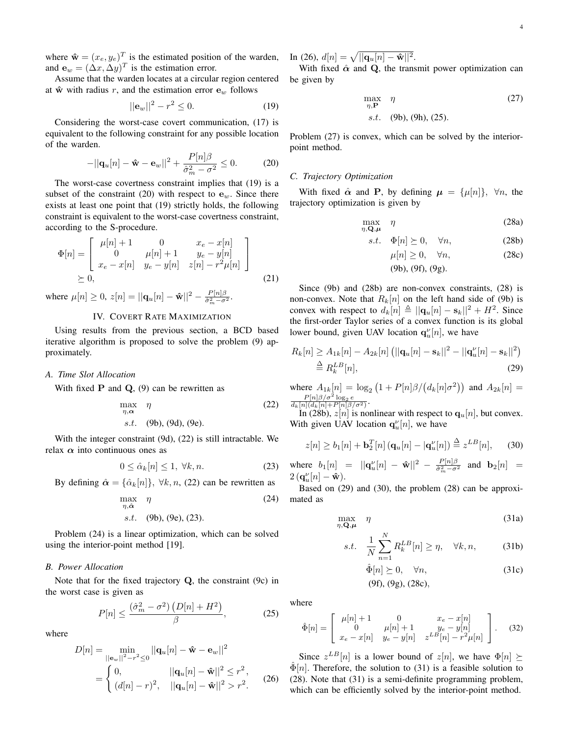where $\hat{\mathbf{w}} = (x_e, y_e)^T$ is the estimated position of the warden, and $\mathbf{e}_w = (\Delta x, \Delta y)^T$ is the estimation error.

Assume that the warden locates at a circular region centered at $\hat{\mathbf{w}}$ with radius $r$, and the estimation error $\mathbf{e}_w$ follows

$$||\mathbf{e}_w||^2 - r^2 \leq 0. \tag{19}$$

Considering the worst-case covert communication, (17) is equivalent to the following constraint for any possible location of the warden.

$$-||\mathbf{q}_u[n] - \hat{\mathbf{w}} - \mathbf{e}_w||^2 + \frac{P[n]\beta}{\hat{\sigma}_m^2 - \sigma^2} \leq 0. \tag{20}$$

The worst-case covertness constraint implies that (19) is a subset of the constraint (20) with respect to $\mathbf{e}_w$. Since there exists at least one point that (19) strictly holds, the following constraint is equivalent to the worst-case covertness constraint, according to the S-procedure.

$$\Phi[n] = \begin{bmatrix} \mu[n]+1 & 0 & x_e - x[n] \\ 0 & \mu[n]+1 & y_e - y[n] \\ x_e - x[n] & y_e - y[n] & z[n] - r^2\mu[n] \end{bmatrix} \succeq 0, \tag{21}$$

where $\mu[n] \geq 0$, $z[n] = ||\mathbf{q}_u[n] - \hat{\mathbf{w}}||^2 - \frac{P[n]\beta}{\hat{\sigma}_m^2 - \sigma^2}$.

## IV. Covert Rate Maximization

Using results from the previous section, a BCD based iterative algorithm is proposed to solve the problem (9) approximately.

### A. Time Slot Allocation

With fixed $\mathbf{P}$ and $\mathbf{Q}$, (9) can be rewritten as

$$\begin{aligned} \max_{\eta, \boldsymbol{\alpha}} \quad & \eta \\ s.t. \quad & \text{(9b), (9d), (9e).} \end{aligned} \tag{22}$$

With the integer constraint (9d), (22) is still intractable. We relax $\boldsymbol{\alpha}$ into continuous ones as

$$0 \leq \hat{\alpha}_k[n] \leq 1, \ \forall k, n. \tag{23}$$

By defining $\hat{\boldsymbol{\alpha}} = \{\hat{\alpha}_k[n]\}, \ \forall k, n$, (22) can be rewritten as

$$\begin{aligned} \max_{\eta, \hat{\boldsymbol{\alpha}}} \quad & \eta \\ s.t. \quad & \text{(9b), (9e), (23).} \end{aligned} \tag{24}$$

Problem (24) is a linear optimization, which can be solved using the interior-point method [19].

### B. Power Allocation

Note that for the fixed trajectory $\mathbf{Q}$, the constraint (9c) in the worst case is given as

$$P[n] \leq \frac{(\hat{\sigma}_m^2 - \sigma^2)\left(D[n] + H^2\right)}{\beta}, \tag{25}$$

where

$$D[n] = \min_{||\mathbf{e}_w||^2 - r^2 \leq 0} ||\mathbf{q}_u[n] - \hat{\mathbf{w}} - \mathbf{e}_w||^2 = \begin{cases} 0, & ||\mathbf{q}_u[n] - \hat{\mathbf{w}}||^2 \leq r^2, \\ (d[n] - r)^2, & ||\mathbf{q}_u[n] - \hat{\mathbf{w}}||^2 > r^2. \end{cases} \tag{26}$$

In (26), $d[n] = \sqrt{||\mathbf{q}_u[n] - \hat{\mathbf{w}}||^2}$.

With fixed $\hat{\boldsymbol{\alpha}}$ and $\mathbf{Q}$, the transmit power optimization can be given by

$$\begin{aligned} \max_{\eta, \mathbf{P}} \quad & \eta \\ s.t. \quad & \text{(9b), (9h), (25).} \end{aligned} \tag{27}$$

Problem (27) is convex, which can be solved by the interior-point method.

### C. Trajectory Optimization

With fixed $\hat{\boldsymbol{\alpha}}$ and $\mathbf{P}$, by defining $\boldsymbol{\mu} = \{\mu[n]\}, \ \forall n$, the trajectory optimization is given by

$$\max_{\eta, \mathbf{Q}, \boldsymbol{\mu}} \quad \eta \tag{28a}$$

$$s.t. \quad \Phi[n] \succeq 0, \quad \forall n, \tag{28b}$$

$$\mu[n] \geq 0, \quad \forall n, \tag{28c}$$

$$\text{(9b), (9f), (9g).}$$

Since (9b) and (28b) are non-convex constraints, (28) is non-convex. Note that $R_k[n]$ on the left hand side of (9b) is convex with respect to $d_k[n] \triangleq ||\mathbf{q}_u[n] - \mathbf{s}_k||^2 + H^2$. Since the first-order Taylor series of a convex function is its global lower bound, given UAV location $\mathbf{q}_u^{\nu}[n]$, we have

$$R_k[n] \geq A_{1k}[n] - A_{2k}[n]\left(||\mathbf{q}_u[n] - \mathbf{s}_k||^2 - ||\mathbf{q}_u^{\nu}[n] - \mathbf{s}_k||^2\right) \triangleq R_k^{LB}[n], \tag{29}$$

where $A_{1k}[n] = \log_2\left(1 + P[n]\beta/\left(d_k[n]\sigma^2\right)\right)$ and $A_{2k}[n] = \frac{P[n]\beta/\sigma^2 \log_2 e}{d_k[n](d_k[n] + P[n]\beta/\sigma^2)}$.

In (28b), $z[n]$ is nonlinear with respect to $\mathbf{q}_u[n]$, but convex. With given UAV location $\mathbf{q}_u^{\nu}[n]$, we have

$$z[n] \geq b_1[n] + \mathbf{b}_2^T[n]\left(\mathbf{q}_u[n] - |\mathbf{q}_u^{\nu}[n]\right) \triangleq z^{LB}[n], \tag{30}$$

where $b_1[n] = ||\mathbf{q}_u^{\nu}[n] - \hat{\mathbf{w}}||^2 - \frac{P[n]\beta}{\hat{\sigma}_m^2 - \sigma^2}$ and $\mathbf{b}_2[n] = 2\left(\mathbf{q}_u^{\nu}[n] - \hat{\mathbf{w}}\right)$.

Based on (29) and (30), the problem (28) can be approximated as

$$\max_{\eta, \mathbf{Q}, \boldsymbol{\mu}} \quad \eta \tag{31a}$$

$$s.t. \quad \frac{1}{N}\sum_{n=1}^{N} R_k^{LB}[n] \geq \eta, \quad \forall k, n, \tag{31b}$$

$$\hat{\Phi}[n] \succeq 0, \quad \forall n, \tag{31c}$$

$$\text{(9f), (9g), (28c),}$$

where

$$\hat{\Phi}[n] = \begin{bmatrix} \mu[n]+1 & 0 & x_e - x[n] \\ 0 & \mu[n]+1 & y_e - y[n] \\ x_e - x[n] & y_e - y[n] & z^{LB}[n] - r^2\mu[n] \end{bmatrix}. \tag{32}$$

Since $z^{LB}[n]$ is a lower bound of $z[n]$, we have $\Phi[n] \succeq \hat{\Phi}[n]$. Therefore, the solution to (31) is a feasible solution to (28). Note that (31) is a semi-definite programming problem, which can be efficiently solved by the interior-point method.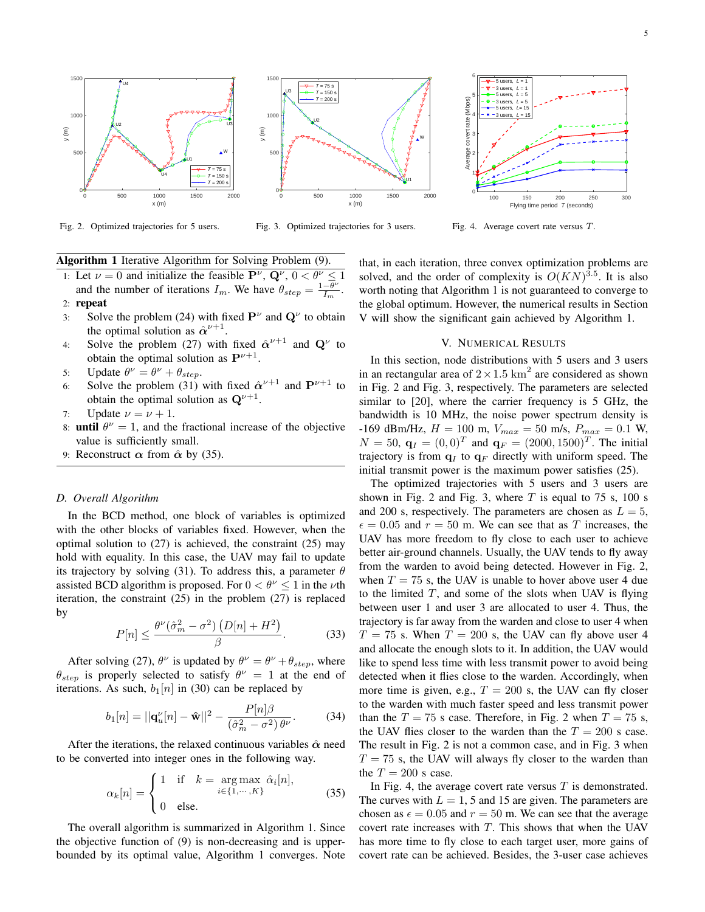Fig. 2. Optimized trajectories for 5 users.

Fig. 3. Optimized trajectories for 3 users.

Fig. 4. Average covert rate versus $T$.

**Algorithm 1** Iterative Algorithm for Solving Problem (9).

1: Let $\nu = 0$ and initialize the feasible $\mathbf{P}^\nu$, $\mathbf{Q}^\nu$, $0 < \theta^\nu \leq 1$ and the number of iterations $I_m$. We have $\theta_{step} = \frac{1-\theta^\nu}{I_m}$.
2: **repeat**
3: Solve the problem (24) with fixed $\mathbf{P}^\nu$ and $\mathbf{Q}^\nu$ to obtain the optimal solution as $\hat{\boldsymbol{\alpha}}^{\nu+1}$.
4: Solve the problem (27) with fixed $\hat{\boldsymbol{\alpha}}^{\nu+1}$ and $\mathbf{Q}^\nu$ to obtain the optimal solution as $\mathbf{P}^{\nu+1}$.
5: Update $\theta^\nu = \theta^\nu + \theta_{step}$.
6: Solve the problem (31) with fixed $\hat{\boldsymbol{\alpha}}^{\nu+1}$ and $\mathbf{P}^{\nu+1}$ to obtain the optimal solution as $\mathbf{Q}^{\nu+1}$.
7: Update $\nu = \nu + 1$.
8: **until** $\theta^\nu = 1$, and the fractional increase of the objective value is sufficiently small.
9: Reconstruct $\boldsymbol{\alpha}$ from $\hat{\boldsymbol{\alpha}}$ by (35).

### D. Overall Algorithm

In the BCD method, one block of variables is optimized with the other blocks of variables fixed. However, when the optimal solution to (27) is achieved, the constraint (25) may hold with equality. In this case, the UAV may fail to update its trajectory by solving (31). To address this, a parameter $\theta$ assisted BCD algorithm is proposed. For $0 < \theta^\nu \leq 1$ in the $\nu$th iteration, the constraint (25) in the problem (27) is replaced by

$$P[n] \leq \frac{\theta^\nu(\hat{\sigma}_m^2 - \sigma^2)\left(D[n] + H^2\right)}{\beta}. \quad (33)$$

After solving (27), $\theta^\nu$ is updated by $\theta^\nu = \theta^\nu + \theta_{step}$, where $\theta_{step}$ is properly selected to satisfy $\theta^\nu = 1$ at the end of iterations. As such, $b_1[n]$ in (30) can be replaced by

$$b_1[n] = ||\mathbf{q}_u^\nu[n] - \hat{\mathbf{w}}||^2 - \frac{P[n]\beta}{(\hat{\sigma}_m^2 - \sigma^2)\,\theta^\nu}. \quad (34)$$

After the iterations, the relaxed continuous variables $\hat{\boldsymbol{\alpha}}$ need to be converted into integer ones in the following way.

$$\alpha_k[n] = \begin{cases} 1 & \text{if} \quad k = \underset{i \in \{1,\cdots,K\}}{\arg\max}\ \hat{\alpha}_i[n], \\ 0 & \text{else.} \end{cases} \quad (35)$$

The overall algorithm is summarized in Algorithm 1. Since the objective function of (9) is non-decreasing and is upper-bounded by its optimal value, Algorithm 1 converges. Note that, in each iteration, three convex optimization problems are solved, and the order of complexity is $O(KN)^{3.5}$. It is also worth noting that Algorithm 1 is not guaranteed to converge to the global optimum. However, the numerical results in Section V will show the significant gain achieved by Algorithm 1.

## V. Numerical Results

In this section, node distributions with 5 users and 3 users in an rectangular area of $2 \times 1.5$ km$^2$ are considered as shown in Fig. 2 and Fig. 3, respectively. The parameters are selected similar to [20], where the carrier frequency is 5 GHz, the bandwidth is 10 MHz, the noise power spectrum density is -169 dBm/Hz, $H = 100$ m, $V_{max} = 50$ m/s, $P_{max} = 0.1$ W, $N = 50$, $\mathbf{q}_I = (0,0)^T$ and $\mathbf{q}_F = (2000, 1500)^T$. The initial trajectory is from $\mathbf{q}_I$ to $\mathbf{q}_F$ directly with uniform speed. The initial transmit power is the maximum power satisfies (25).

The optimized trajectories with 5 users and 3 users are shown in Fig. 2 and Fig. 3, where $T$ is equal to 75 s, 100 s and 200 s, respectively. The parameters are chosen as $L = 5$, $\epsilon = 0.05$ and $r = 50$ m. We can see that as $T$ increases, the UAV has more freedom to fly close to each user to achieve better air-ground channels. Usually, the UAV tends to fly away from the warden to avoid being detected. However in Fig. 2, when $T = 75$ s, the UAV is unable to hover above user 4 due to the limited $T$, and some of the slots when UAV is flying between user 1 and user 3 are allocated to user 4. Thus, the trajectory is far away from the warden and close to user 4 when $T = 75$ s. When $T = 200$ s, the UAV can fly above user 4 and allocate the enough slots to it. In addition, the UAV would like to spend less time with less transmit power to avoid being detected when it flies close to the warden. Accordingly, when more time is given, e.g., $T = 200$ s, the UAV can fly closer to the warden with much faster speed and less transmit power than the $T = 75$ s case. Therefore, in Fig. 2 when $T = 75$ s, the UAV flies closer to the warden than the $T = 200$ s case. The result in Fig. 2 is not a common case, and in Fig. 3 when $T = 75$ s, the UAV will always fly closer to the warden than the $T = 200$ s case.

In Fig. 4, the average covert rate versus $T$ is demonstrated. The curves with $L = 1$, 5 and 15 are given. The parameters are chosen as $\epsilon = 0.05$ and $r = 50$ m. We can see that the average covert rate increases with $T$. This shows that when the UAV has more time to fly close to each target user, more gains of covert rate can be achieved. Besides, the 3-user case achieves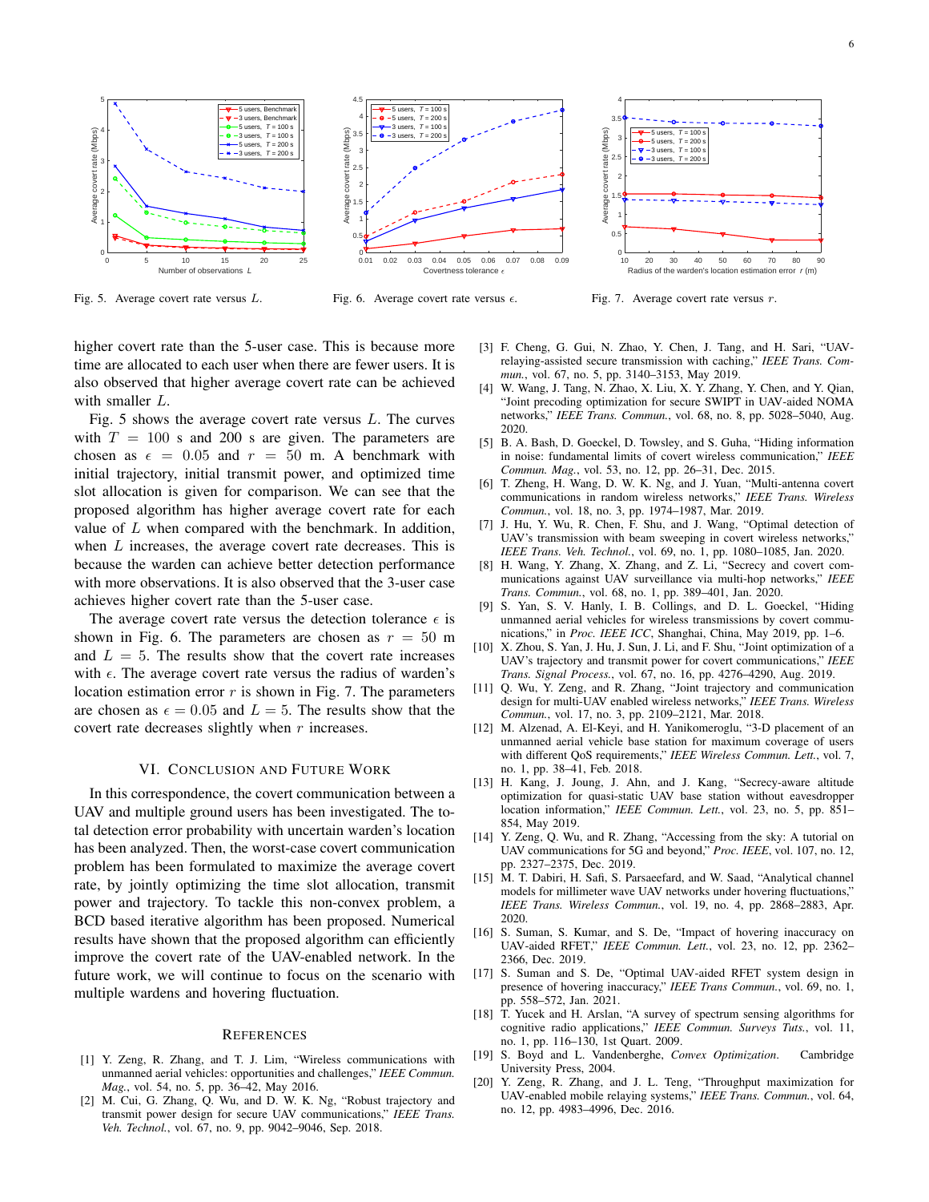5
4
3
2
1
0
0 5 10 15 20 25
Number of observations $L$
Average covert rate (Mbps)
5 users, Benchmark
3 users, Benchmark
5 users, $T = 100$ s
3 users, $T = 100$ s
5 users, $T = 200$ s
3 users, $T = 200$ s

Fig. 5. Average covert rate versus $L$.

4.5
4
3.5
3
2.5
2
1.5
1
0.5
0
0.01 0.02 0.03 0.04 0.05 0.06 0.07 0.08 0.09
Covertness tolerance $\epsilon$
Average covert rate (Mbps)
5 users, $T = 100$ s
5 users, $T = 200$ s
3 users, $T = 100$ s
3 users, $T = 200$ s

Fig. 6. Average covert rate versus $\epsilon$.

4
3.5
3
2.5
2
1.5
1
0.5
0
10 20 30 40 50 60 70 80 90
Radius of the warden's location estimation error $r$ (m)
Average covert rate (Mbps)
5 users, $T = 100$ s
5 users, $T = 200$ s
3 users, $T = 100$ s
3 users, $T = 200$ s

Fig. 7. Average covert rate versus $r$.

higher covert rate than the 5-user case. This is because more time are allocated to each user when there are fewer users. It is also observed that higher average covert rate can be achieved with smaller $L$.

Fig. 5 shows the average covert rate versus $L$. The curves with $T = 100$ s and 200 s are given. The parameters are chosen as $\epsilon = 0.05$ and $r = 50$ m. A benchmark with initial trajectory, initial transmit power, and optimized time slot allocation is given for comparison. We can see that the proposed algorithm has higher average covert rate for each value of $L$ when compared with the benchmark. In addition, when $L$ increases, the average covert rate decreases. This is because the warden can achieve better detection performance with more observations. It is also observed that the 3-user case achieves higher covert rate than the 5-user case.

The average covert rate versus the detection tolerance $\epsilon$ is shown in Fig. 6. The parameters are chosen as $r = 50$ m and $L = 5$. The results show that the covert rate increases with $\epsilon$. The average covert rate versus the radius of warden's location estimation error $r$ is shown in Fig. 7. The parameters are chosen as $\epsilon = 0.05$ and $L = 5$. The results show that the covert rate decreases slightly when $r$ increases.

## VI. Conclusion and Future Work

In this correspondence, the covert communication between a UAV and multiple ground users has been investigated. The total detection error probability with uncertain warden's location has been analyzed. Then, the worst-case covert communication problem has been formulated to maximize the average covert rate, by jointly optimizing the time slot allocation, transmit power and trajectory. To tackle this non-convex problem, a BCD based iterative algorithm has been proposed. Numerical results have shown that the proposed algorithm can efficiently improve the covert rate of the UAV-enabled network. In the future work, we will continue to focus on the scenario with multiple wardens and hovering fluctuation.

## References

[1] Y. Zeng, R. Zhang, and T. J. Lim, "Wireless communications with unmanned aerial vehicles: opportunities and challenges," *IEEE Commun. Mag.*, vol. 54, no. 5, pp. 36–42, May 2016.

[2] M. Cui, G. Zhang, Q. Wu, and D. W. K. Ng, "Robust trajectory and transmit power design for secure UAV communications," *IEEE Trans. Veh. Technol.*, vol. 67, no. 9, pp. 9042–9046, Sep. 2018.

[3] F. Cheng, G. Gui, N. Zhao, Y. Chen, J. Tang, and H. Sari, "UAV-relaying-assisted secure transmission with caching," *IEEE Trans. Commun.*, vol. 67, no. 5, pp. 3140–3153, May 2019.

[4] W. Wang, J. Tang, N. Zhao, X. Liu, X. Y. Zhang, Y. Chen, and Y. Qian, "Joint precoding optimization for secure SWIPT in UAV-aided NOMA networks," *IEEE Trans. Commun.*, vol. 68, no. 8, pp. 5028–5040, Aug. 2020.

[5] B. A. Bash, D. Goeckel, D. Towsley, and S. Guha, "Hiding information in noise: fundamental limits of covert wireless communication," *IEEE Commun. Mag.*, vol. 53, no. 12, pp. 26–31, Dec. 2015.

[6] T. Zheng, H. Wang, D. W. K. Ng, and J. Yuan, "Multi-antenna covert communications in random wireless networks," *IEEE Trans. Wireless Commun.*, vol. 18, no. 3, pp. 1974–1987, Mar. 2019.

[7] J. Hu, Y. Wu, R. Chen, F. Shu, and J. Wang, "Optimal detection of UAV's transmission with beam sweeping in covert wireless networks," *IEEE Trans. Veh. Technol.*, vol. 69, no. 1, pp. 1080–1085, Jan. 2020.

[8] H. Wang, Y. Zhang, X. Zhang, and Z. Li, "Secrecy and covert communications against UAV surveillance via multi-hop networks," *IEEE Trans. Commun.*, vol. 68, no. 1, pp. 389–401, Jan. 2020.

[9] S. Yan, S. V. Hanly, I. B. Collings, and D. L. Goeckel, "Hiding unmanned aerial vehicles for wireless transmissions by covert communications," in *Proc. IEEE ICC*, Shanghai, China, May 2019, pp. 1–6.

[10] X. Zhou, S. Yan, J. Hu, J. Sun, J. Li, and F. Shu, "Joint optimization of a UAV's trajectory and transmit power for covert communications," *IEEE Trans. Signal Process.*, vol. 67, no. 16, pp. 4276–4290, Aug. 2019.

[11] Q. Wu, Y. Zeng, and R. Zhang, "Joint trajectory and communication design for multi-UAV enabled wireless networks," *IEEE Trans. Wireless Commun.*, vol. 17, no. 3, pp. 2109–2121, Mar. 2018.

[12] M. Alzenad, A. El-Keyi, and H. Yanikomeroglu, "3-D placement of an unmanned aerial vehicle base station for maximum coverage of users with different QoS requirements," *IEEE Wireless Commun. Lett.*, vol. 7, no. 1, pp. 38–41, Feb. 2018.

[13] H. Kang, J. Joung, J. Ahn, and J. Kang, "Secrecy-aware altitude optimization for quasi-static UAV base station without eavesdropper location information," *IEEE Commun. Lett.*, vol. 23, no. 5, pp. 851–854, May 2019.

[14] Y. Zeng, Q. Wu, and R. Zhang, "Accessing from the sky: A tutorial on UAV communications for 5G and beyond," *Proc. IEEE*, vol. 107, no. 12, pp. 2327–2375, Dec. 2019.

[15] M. T. Dabiri, H. Safi, S. Parsaeefard, and W. Saad, "Analytical channel models for millimeter wave UAV networks under hovering fluctuations," *IEEE Trans. Wireless Commun.*, vol. 19, no. 4, pp. 2868–2883, Apr. 2020.

[16] S. Suman, S. Kumar, and S. De, "Impact of hovering inaccuracy on UAV-aided RFET," *IEEE Commun. Lett.*, vol. 23, no. 12, pp. 2362–2366, Dec. 2019.

[17] S. Suman and S. De, "Optimal UAV-aided RFET system design in presence of hovering inaccuracy," *IEEE Trans Commun.*, vol. 69, no. 1, pp. 558–572, Jan. 2021.

[18] T. Yucek and H. Arslan, "A survey of spectrum sensing algorithms for cognitive radio applications," *IEEE Commun. Surveys Tuts.*, vol. 11, no. 1, pp. 116–130, 1st Quart. 2009.

[19] S. Boyd and L. Vandenberghe, *Convex Optimization*. Cambridge University Press, 2004.

[20] Y. Zeng, R. Zhang, and J. L. Teng, "Throughput maximization for UAV-enabled mobile relaying systems," *IEEE Trans. Commun.*, vol. 64, no. 12, pp. 4983–4996, Dec. 2016.